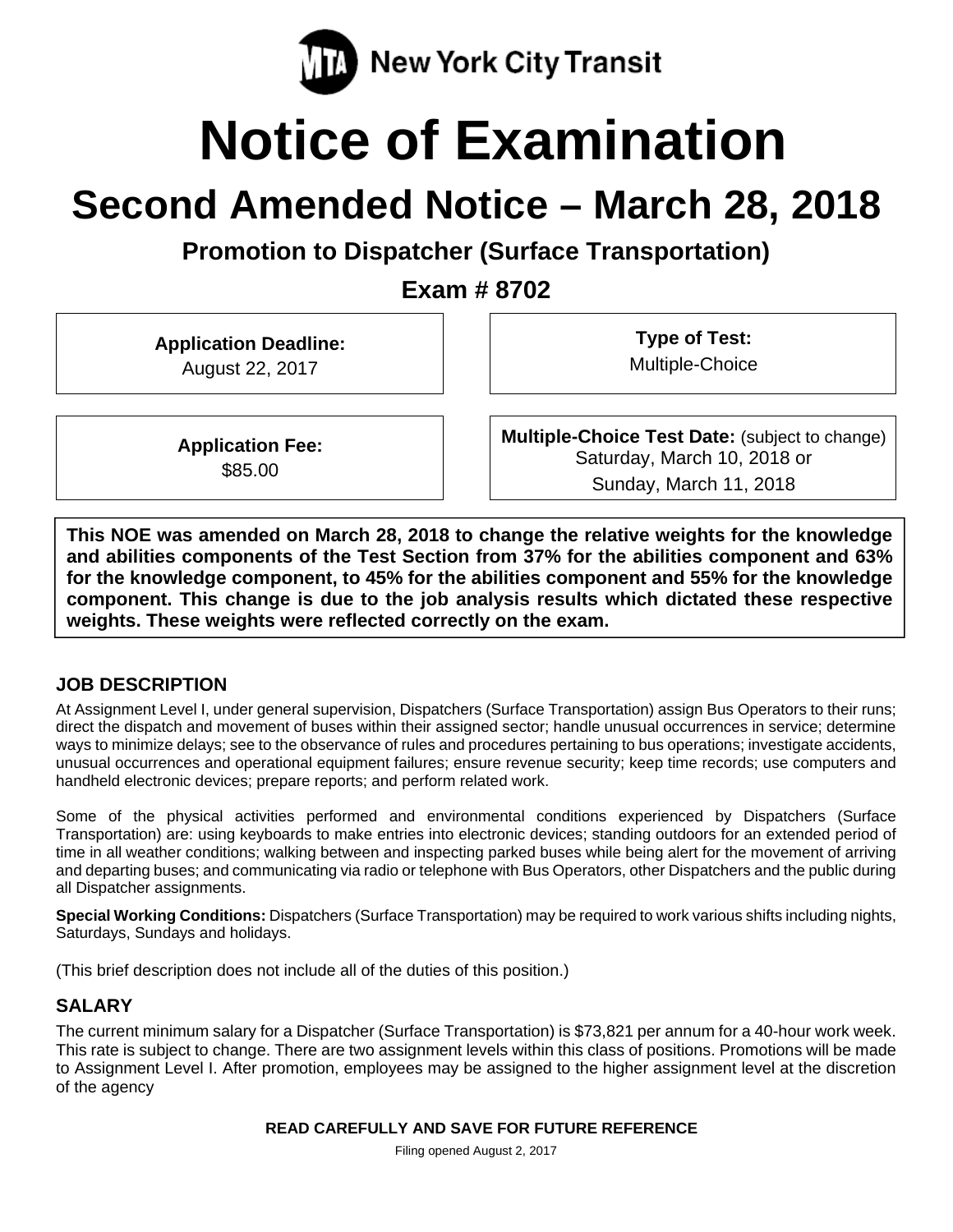MTA New York City Transit

# Notice of Examination

## Second Amended Notice – March 28, 2018

### Promotion to Dispatcher (Surface Transportation)

### Exam # 8702

**Application Deadline:**
August 22, 2017

**Type of Test:**
Multiple-Choice

**Application Fee:**
$85.00

**Multiple-Choice Test Date:** (subject to change)
Saturday, March 10, 2018 or
Sunday, March 11, 2018

**This NOE was amended on March 28, 2018 to change the relative weights for the knowledge and abilities components of the Test Section from 37% for the abilities component and 63% for the knowledge component, to 45% for the abilities component and 55% for the knowledge component. This change is due to the job analysis results which dictated these respective weights. These weights were reflected correctly on the exam.**

### JOB DESCRIPTION

At Assignment Level I, under general supervision, Dispatchers (Surface Transportation) assign Bus Operators to their runs; direct the dispatch and movement of buses within their assigned sector; handle unusual occurrences in service; determine ways to minimize delays; see to the observance of rules and procedures pertaining to bus operations; investigate accidents, unusual occurrences and operational equipment failures; ensure revenue security; keep time records; use computers and handheld electronic devices; prepare reports; and perform related work.

Some of the physical activities performed and environmental conditions experienced by Dispatchers (Surface Transportation) are: using keyboards to make entries into electronic devices; standing outdoors for an extended period of time in all weather conditions; walking between and inspecting parked buses while being alert for the movement of arriving and departing buses; and communicating via radio or telephone with Bus Operators, other Dispatchers and the public during all Dispatcher assignments.

**Special Working Conditions:** Dispatchers (Surface Transportation) may be required to work various shifts including nights, Saturdays, Sundays and holidays.

(This brief description does not include all of the duties of this position.)

### SALARY

The current minimum salary for a Dispatcher (Surface Transportation) is $73,821 per annum for a 40-hour work week. This rate is subject to change. There are two assignment levels within this class of positions. Promotions will be made to Assignment Level I. After promotion, employees may be assigned to the higher assignment level at the discretion of the agency

**READ CAREFULLY AND SAVE FOR FUTURE REFERENCE**

Filing opened August 2, 2017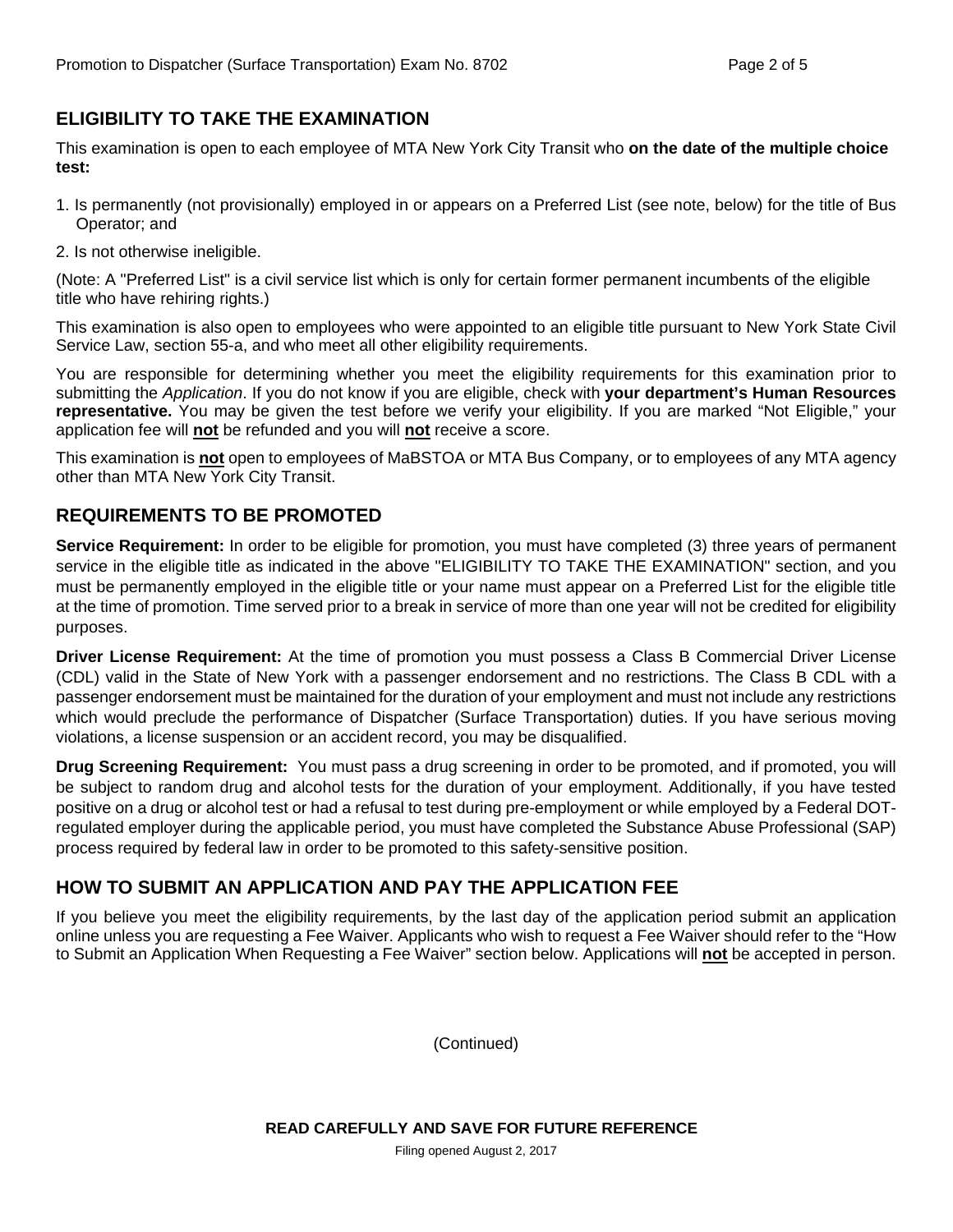## ELIGIBILITY TO TAKE THE EXAMINATION

This examination is open to each employee of MTA New York City Transit who **on the date of the multiple choice test:**

1. Is permanently (not provisionally) employed in or appears on a Preferred List (see note, below) for the title of Bus Operator; and
2. Is not otherwise ineligible.

(Note: A "Preferred List" is a civil service list which is only for certain former permanent incumbents of the eligible title who have rehiring rights.)

This examination is also open to employees who were appointed to an eligible title pursuant to New York State Civil Service Law, section 55-a, and who meet all other eligibility requirements.

You are responsible for determining whether you meet the eligibility requirements for this examination prior to submitting the *Application*. If you do not know if you are eligible, check with **your department's Human Resources representative.** You may be given the test before we verify your eligibility. If you are marked "Not Eligible," your application fee will **not** be refunded and you will **not** receive a score.

This examination is **not** open to employees of MaBSTOA or MTA Bus Company, or to employees of any MTA agency other than MTA New York City Transit.

## REQUIREMENTS TO BE PROMOTED

**Service Requirement:** In order to be eligible for promotion, you must have completed (3) three years of permanent service in the eligible title as indicated in the above "ELIGIBILITY TO TAKE THE EXAMINATION" section, and you must be permanently employed in the eligible title or your name must appear on a Preferred List for the eligible title at the time of promotion. Time served prior to a break in service of more than one year will not be credited for eligibility purposes.

**Driver License Requirement:** At the time of promotion you must possess a Class B Commercial Driver License (CDL) valid in the State of New York with a passenger endorsement and no restrictions. The Class B CDL with a passenger endorsement must be maintained for the duration of your employment and must not include any restrictions which would preclude the performance of Dispatcher (Surface Transportation) duties. If you have serious moving violations, a license suspension or an accident record, you may be disqualified.

**Drug Screening Requirement:** You must pass a drug screening in order to be promoted, and if promoted, you will be subject to random drug and alcohol tests for the duration of your employment. Additionally, if you have tested positive on a drug or alcohol test or had a refusal to test during pre-employment or while employed by a Federal DOT-regulated employer during the applicable period, you must have completed the Substance Abuse Professional (SAP) process required by federal law in order to be promoted to this safety-sensitive position.

## HOW TO SUBMIT AN APPLICATION AND PAY THE APPLICATION FEE

If you believe you meet the eligibility requirements, by the last day of the application period submit an application online unless you are requesting a Fee Waiver. Applicants who wish to request a Fee Waiver should refer to the "How to Submit an Application When Requesting a Fee Waiver" section below. Applications will **not** be accepted in person.

(Continued)

**READ CAREFULLY AND SAVE FOR FUTURE REFERENCE**

Filing opened August 2, 2017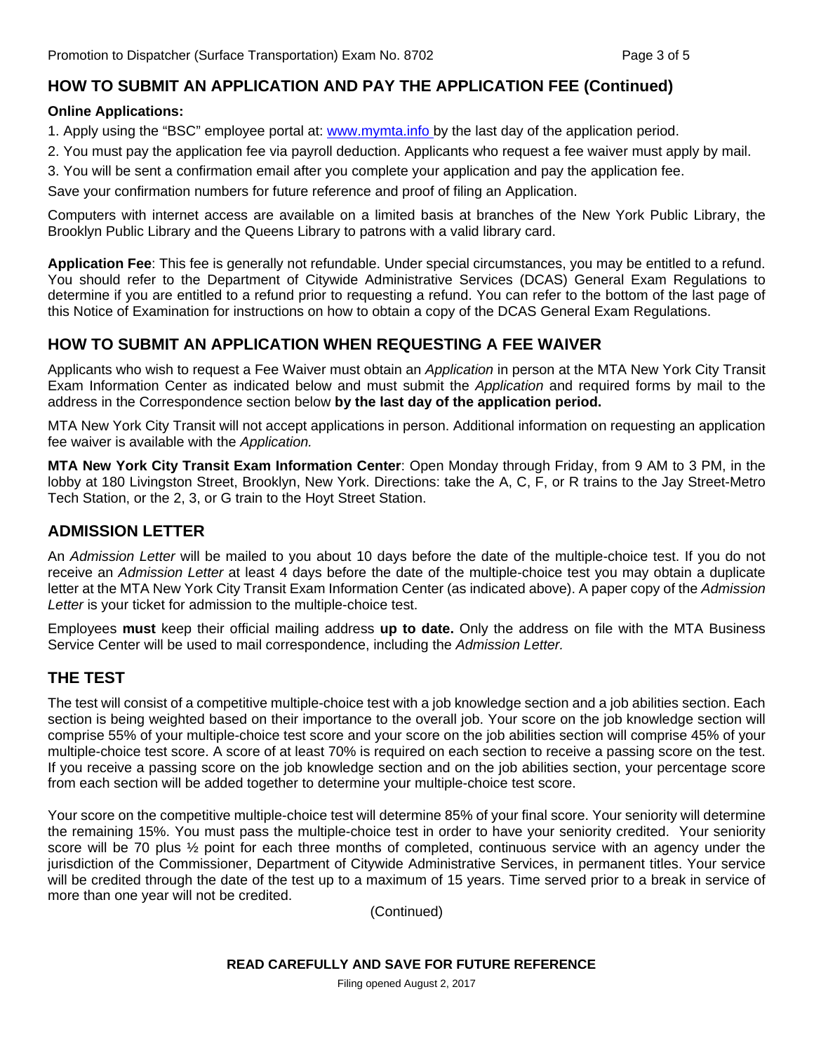## HOW TO SUBMIT AN APPLICATION AND PAY THE APPLICATION FEE (Continued)

**Online Applications:**

1. Apply using the "BSC" employee portal at: www.mymta.info by the last day of the application period.
2. You must pay the application fee via payroll deduction. Applicants who request a fee waiver must apply by mail.
3. You will be sent a confirmation email after you complete your application and pay the application fee.

Save your confirmation numbers for future reference and proof of filing an Application.

Computers with internet access are available on a limited basis at branches of the New York Public Library, the Brooklyn Public Library and the Queens Library to patrons with a valid library card.

**Application Fee**: This fee is generally not refundable. Under special circumstances, you may be entitled to a refund. You should refer to the Department of Citywide Administrative Services (DCAS) General Exam Regulations to determine if you are entitled to a refund prior to requesting a refund. You can refer to the bottom of the last page of this Notice of Examination for instructions on how to obtain a copy of the DCAS General Exam Regulations.

## HOW TO SUBMIT AN APPLICATION WHEN REQUESTING A FEE WAIVER

Applicants who wish to request a Fee Waiver must obtain an *Application* in person at the MTA New York City Transit Exam Information Center as indicated below and must submit the *Application* and required forms by mail to the address in the Correspondence section below **by the last day of the application period.**

MTA New York City Transit will not accept applications in person. Additional information on requesting an application fee waiver is available with the *Application.*

**MTA New York City Transit Exam Information Center**: Open Monday through Friday, from 9 AM to 3 PM, in the lobby at 180 Livingston Street, Brooklyn, New York. Directions: take the A, C, F, or R trains to the Jay Street-Metro Tech Station, or the 2, 3, or G train to the Hoyt Street Station.

## ADMISSION LETTER

An *Admission Letter* will be mailed to you about 10 days before the date of the multiple-choice test. If you do not receive an *Admission Letter* at least 4 days before the date of the multiple-choice test you may obtain a duplicate letter at the MTA New York City Transit Exam Information Center (as indicated above). A paper copy of the *Admission Letter* is your ticket for admission to the multiple-choice test.

Employees **must** keep their official mailing address **up to date.** Only the address on file with the MTA Business Service Center will be used to mail correspondence, including the *Admission Letter.*

## THE TEST

The test will consist of a competitive multiple-choice test with a job knowledge section and a job abilities section. Each section is being weighted based on their importance to the overall job. Your score on the job knowledge section will comprise 55% of your multiple-choice test score and your score on the job abilities section will comprise 45% of your multiple-choice test score. A score of at least 70% is required on each section to receive a passing score on the test. If you receive a passing score on the job knowledge section and on the job abilities section, your percentage score from each section will be added together to determine your multiple-choice test score.

Your score on the competitive multiple-choice test will determine 85% of your final score. Your seniority will determine the remaining 15%. You must pass the multiple-choice test in order to have your seniority credited. Your seniority score will be 70 plus ½ point for each three months of completed, continuous service with an agency under the jurisdiction of the Commissioner, Department of Citywide Administrative Services, in permanent titles. Your service will be credited through the date of the test up to a maximum of 15 years. Time served prior to a break in service of more than one year will not be credited.

(Continued)

**READ CAREFULLY AND SAVE FOR FUTURE REFERENCE**

Filing opened August 2, 2017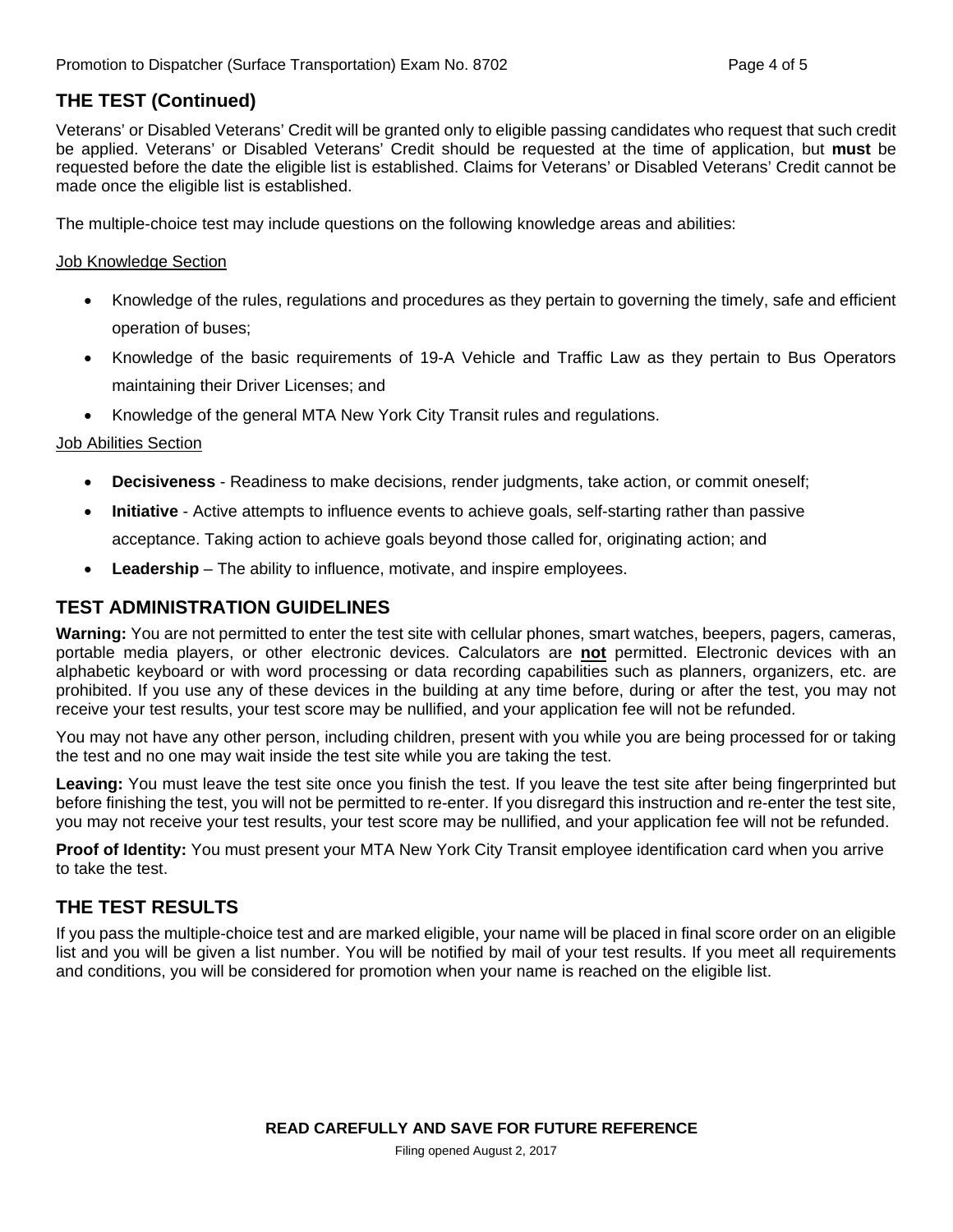## THE TEST (Continued)

Veterans' or Disabled Veterans' Credit will be granted only to eligible passing candidates who request that such credit be applied. Veterans' or Disabled Veterans' Credit should be requested at the time of application, but **must** be requested before the date the eligible list is established. Claims for Veterans' or Disabled Veterans' Credit cannot be made once the eligible list is established.

The multiple-choice test may include questions on the following knowledge areas and abilities:

Job Knowledge Section

- Knowledge of the rules, regulations and procedures as they pertain to governing the timely, safe and efficient operation of buses;
- Knowledge of the basic requirements of 19-A Vehicle and Traffic Law as they pertain to Bus Operators maintaining their Driver Licenses; and
- Knowledge of the general MTA New York City Transit rules and regulations.

Job Abilities Section

- **Decisiveness** - Readiness to make decisions, render judgments, take action, or commit oneself;
- **Initiative** - Active attempts to influence events to achieve goals, self-starting rather than passive acceptance. Taking action to achieve goals beyond those called for, originating action; and
- **Leadership** – The ability to influence, motivate, and inspire employees.

## TEST ADMINISTRATION GUIDELINES

**Warning:** You are not permitted to enter the test site with cellular phones, smart watches, beepers, pagers, cameras, portable media players, or other electronic devices. Calculators are **not** permitted. Electronic devices with an alphabetic keyboard or with word processing or data recording capabilities such as planners, organizers, etc. are prohibited. If you use any of these devices in the building at any time before, during or after the test, you may not receive your test results, your test score may be nullified, and your application fee will not be refunded.

You may not have any other person, including children, present with you while you are being processed for or taking the test and no one may wait inside the test site while you are taking the test.

**Leaving:** You must leave the test site once you finish the test. If you leave the test site after being fingerprinted but before finishing the test, you will not be permitted to re-enter. If you disregard this instruction and re-enter the test site, you may not receive your test results, your test score may be nullified, and your application fee will not be refunded.

**Proof of Identity:** You must present your MTA New York City Transit employee identification card when you arrive to take the test.

## THE TEST RESULTS

If you pass the multiple-choice test and are marked eligible, your name will be placed in final score order on an eligible list and you will be given a list number. You will be notified by mail of your test results. If you meet all requirements and conditions, you will be considered for promotion when your name is reached on the eligible list.

**READ CAREFULLY AND SAVE FOR FUTURE REFERENCE**

Filing opened August 2, 2017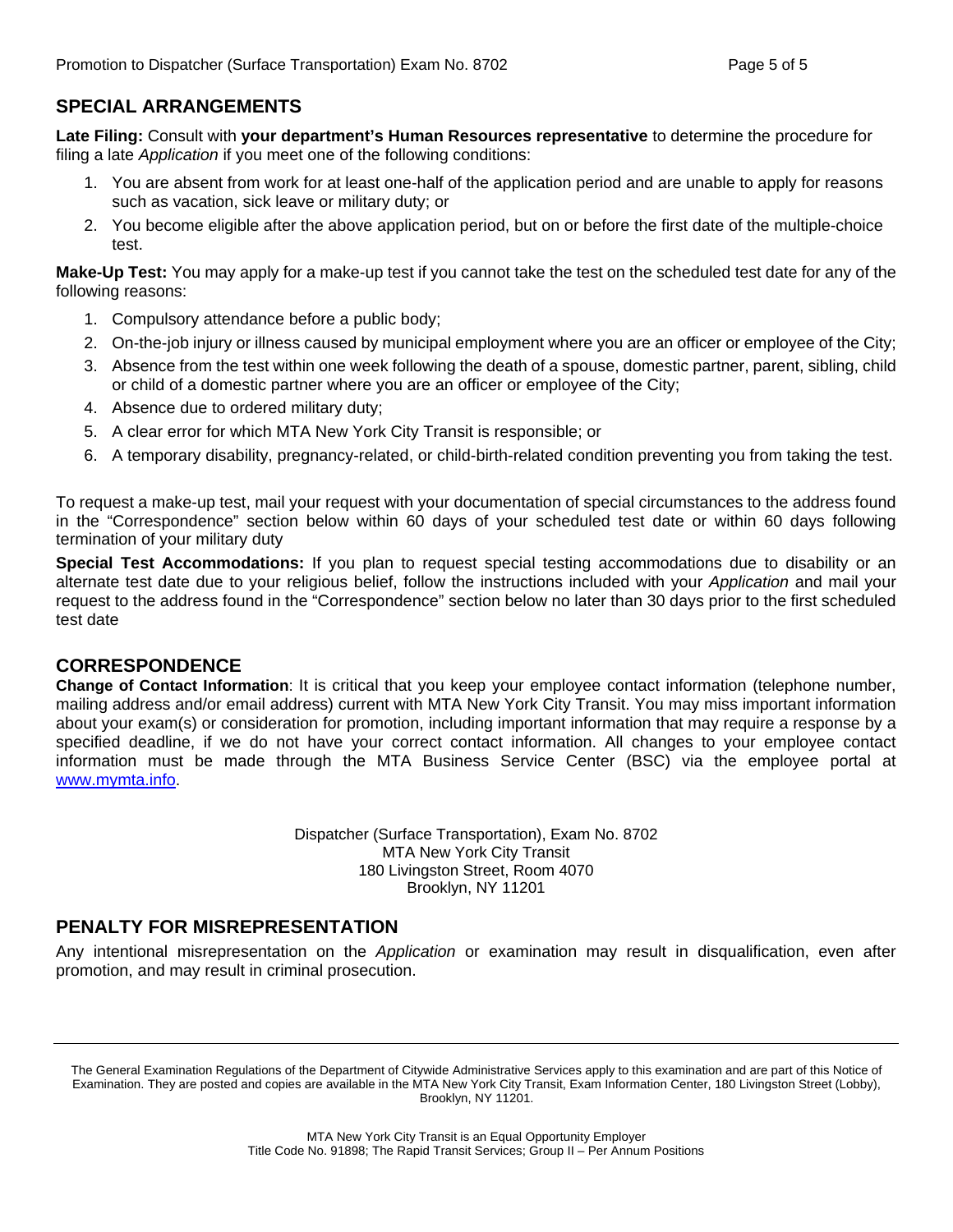## SPECIAL ARRANGEMENTS

**Late Filing:** Consult with **your department's Human Resources representative** to determine the procedure for filing a late *Application* if you meet one of the following conditions:

1. You are absent from work for at least one-half of the application period and are unable to apply for reasons such as vacation, sick leave or military duty; or
2. You become eligible after the above application period, but on or before the first date of the multiple-choice test.

**Make-Up Test:** You may apply for a make-up test if you cannot take the test on the scheduled test date for any of the following reasons:

1. Compulsory attendance before a public body;
2. On-the-job injury or illness caused by municipal employment where you are an officer or employee of the City;
3. Absence from the test within one week following the death of a spouse, domestic partner, parent, sibling, child or child of a domestic partner where you are an officer or employee of the City;
4. Absence due to ordered military duty;
5. A clear error for which MTA New York City Transit is responsible; or
6. A temporary disability, pregnancy-related, or child-birth-related condition preventing you from taking the test.

To request a make-up test, mail your request with your documentation of special circumstances to the address found in the "Correspondence" section below within 60 days of your scheduled test date or within 60 days following termination of your military duty

**Special Test Accommodations:** If you plan to request special testing accommodations due to disability or an alternate test date due to your religious belief, follow the instructions included with your *Application* and mail your request to the address found in the "Correspondence" section below no later than 30 days prior to the first scheduled test date

## CORRESPONDENCE

**Change of Contact Information**: It is critical that you keep your employee contact information (telephone number, mailing address and/or email address) current with MTA New York City Transit. You may miss important information about your exam(s) or consideration for promotion, including important information that may require a response by a specified deadline, if we do not have your correct contact information. All changes to your employee contact information must be made through the MTA Business Service Center (BSC) via the employee portal at www.mymta.info.

Dispatcher (Surface Transportation), Exam No. 8702
MTA New York City Transit
180 Livingston Street, Room 4070
Brooklyn, NY 11201

## PENALTY FOR MISREPRESENTATION

Any intentional misrepresentation on the *Application* or examination may result in disqualification, even after promotion, and may result in criminal prosecution.

---

The General Examination Regulations of the Department of Citywide Administrative Services apply to this examination and are part of this Notice of Examination. They are posted and copies are available in the MTA New York City Transit, Exam Information Center, 180 Livingston Street (Lobby), Brooklyn, NY 11201.

MTA New York City Transit is an Equal Opportunity Employer
Title Code No. 91898; The Rapid Transit Services; Group II – Per Annum Positions